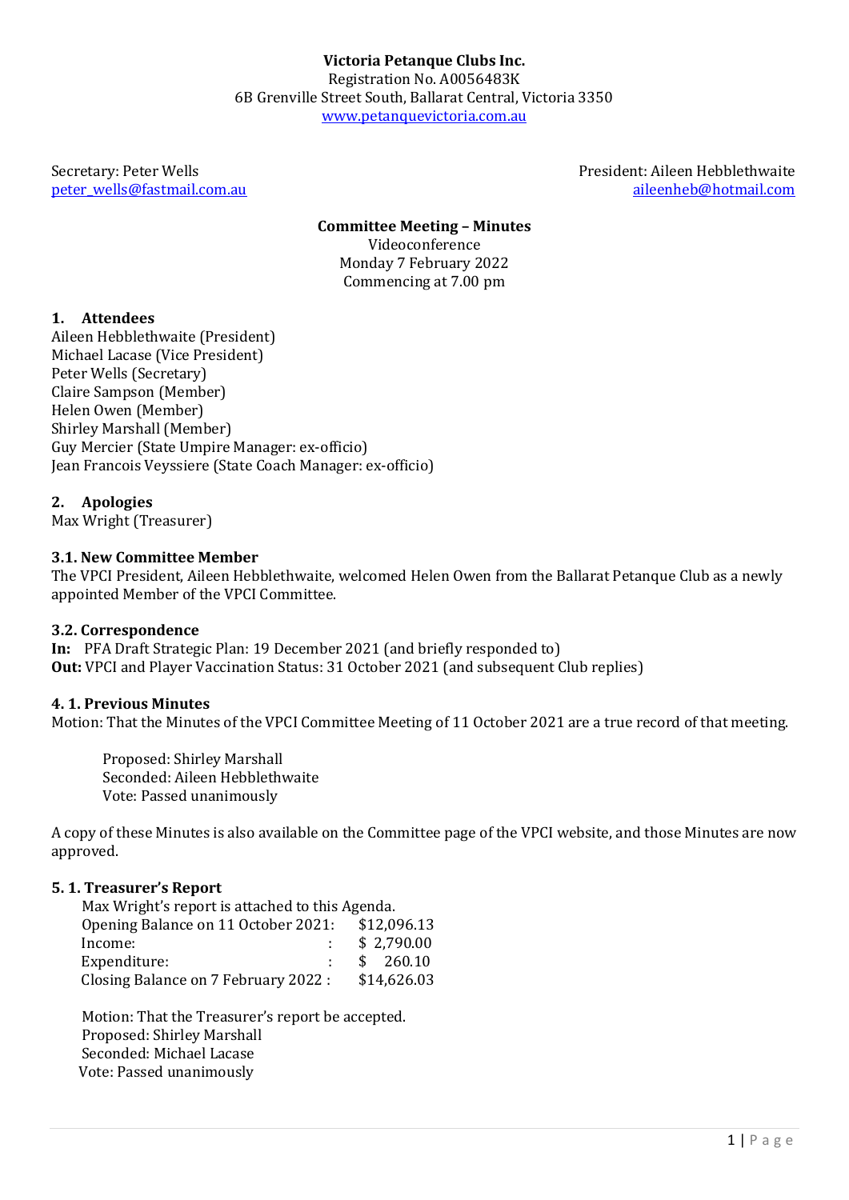**Victoria Petanque Clubs Inc.**
Registration No. A0056483K
6B Grenville Street South, Ballarat Central, Victoria 3350
www.petanquevictoria.com.au

Secretary: Peter Wells
peter_wells@fastmail.com.au

President: Aileen Hebblethwaite
aileenheb@hotmail.com

**Committee Meeting – Minutes**
Videoconference
Monday 7 February 2022
Commencing at 7.00 pm

## 1. Attendees

Aileen Hebblethwaite (President)
Michael Lacase (Vice President)
Peter Wells (Secretary)
Claire Sampson (Member)
Helen Owen (Member)
Shirley Marshall (Member)
Guy Mercier (State Umpire Manager: ex-officio)
Jean Francois Veyssiere (State Coach Manager: ex-officio)

## 2. Apologies

Max Wright (Treasurer)

### 3.1. New Committee Member

The VPCI President, Aileen Hebblethwaite, welcomed Helen Owen from the Ballarat Petanque Club as a newly appointed Member of the VPCI Committee.

### 3.2. Correspondence

**In:** PFA Draft Strategic Plan: 19 December 2021 (and briefly responded to)
**Out:** VPCI and Player Vaccination Status: 31 October 2021 (and subsequent Club replies)

### 4. 1. Previous Minutes

Motion: That the Minutes of the VPCI Committee Meeting of 11 October 2021 are a true record of that meeting.

Proposed: Shirley Marshall
Seconded: Aileen Hebblethwaite
Vote: Passed unanimously

A copy of these Minutes is also available on the Committee page of the VPCI website, and those Minutes are now approved.

### 5. 1. Treasurer's Report

Max Wright's report is attached to this Agenda.

| | |
|---|---|
| Opening Balance on 11 October 2021: | $12,096.13 |
| Income: | $ 2,790.00 |
| Expenditure: | $ 260.10 |
| Closing Balance on 7 February 2022 : | $14,626.03 |

Motion: That the Treasurer's report be accepted.
Proposed: Shirley Marshall
Seconded: Michael Lacase
Vote: Passed unanimously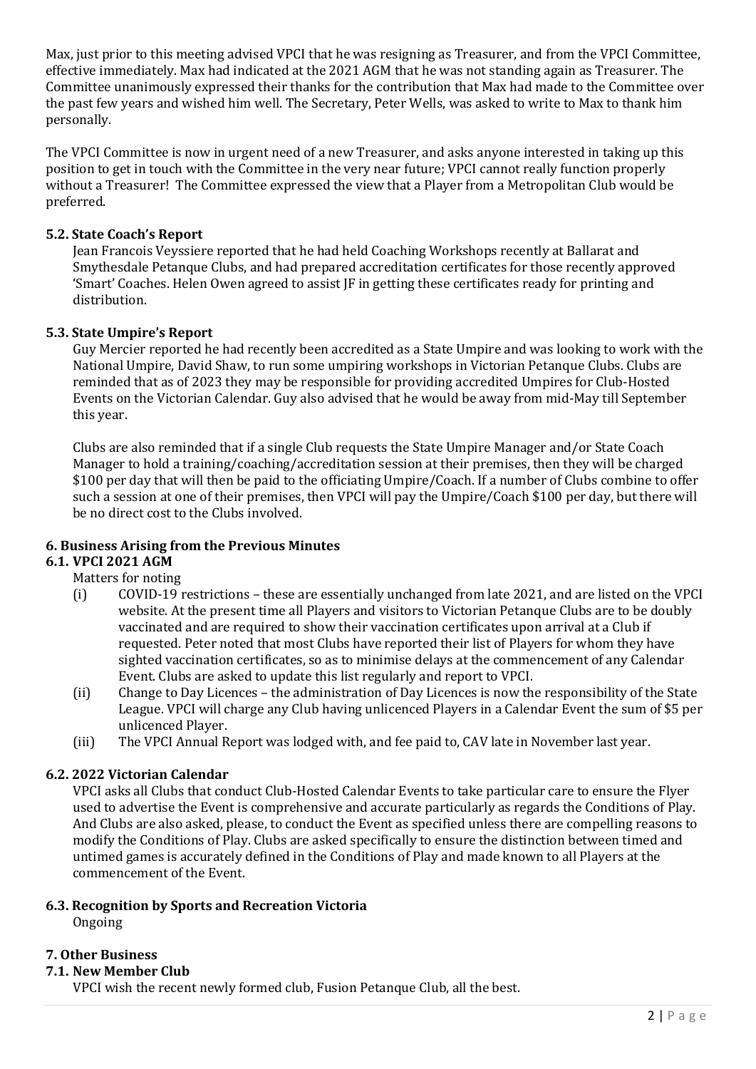Max, just prior to this meeting advised VPCI that he was resigning as Treasurer, and from the VPCI Committee, effective immediately. Max had indicated at the 2021 AGM that he was not standing again as Treasurer. The Committee unanimously expressed their thanks for the contribution that Max had made to the Committee over the past few years and wished him well. The Secretary, Peter Wells, was asked to write to Max to thank him personally.

The VPCI Committee is now in urgent need of a new Treasurer, and asks anyone interested in taking up this position to get in touch with the Committee in the very near future; VPCI cannot really function properly without a Treasurer! The Committee expressed the view that a Player from a Metropolitan Club would be preferred.

### 5.2. State Coach's Report

Jean Francois Veyssiere reported that he had held Coaching Workshops recently at Ballarat and Smythesdale Petanque Clubs, and had prepared accreditation certificates for those recently approved 'Smart' Coaches. Helen Owen agreed to assist JF in getting these certificates ready for printing and distribution.

### 5.3. State Umpire's Report

Guy Mercier reported he had recently been accredited as a State Umpire and was looking to work with the National Umpire, David Shaw, to run some umpiring workshops in Victorian Petanque Clubs. Clubs are reminded that as of 2023 they may be responsible for providing accredited Umpires for Club-Hosted Events on the Victorian Calendar. Guy also advised that he would be away from mid-May till September this year.

Clubs are also reminded that if a single Club requests the State Umpire Manager and/or State Coach Manager to hold a training/coaching/accreditation session at their premises, then they will be charged $100 per day that will then be paid to the officiating Umpire/Coach. If a number of Clubs combine to offer such a session at one of their premises, then VPCI will pay the Umpire/Coach $100 per day, but there will be no direct cost to the Clubs involved.

## 6. Business Arising from the Previous Minutes

### 6.1. VPCI 2021 AGM

Matters for noting

- (i) COVID-19 restrictions – these are essentially unchanged from late 2021, and are listed on the VPCI website. At the present time all Players and visitors to Victorian Petanque Clubs are to be doubly vaccinated and are required to show their vaccination certificates upon arrival at a Club if requested. Peter noted that most Clubs have reported their list of Players for whom they have sighted vaccination certificates, so as to minimise delays at the commencement of any Calendar Event. Clubs are asked to update this list regularly and report to VPCI.
- (ii) Change to Day Licences – the administration of Day Licences is now the responsibility of the State League. VPCI will charge any Club having unlicenced Players in a Calendar Event the sum of $5 per unlicenced Player.
- (iii) The VPCI Annual Report was lodged with, and fee paid to, CAV late in November last year.

### 6.2. 2022 Victorian Calendar

VPCI asks all Clubs that conduct Club-Hosted Calendar Events to take particular care to ensure the Flyer used to advertise the Event is comprehensive and accurate particularly as regards the Conditions of Play. And Clubs are also asked, please, to conduct the Event as specified unless there are compelling reasons to modify the Conditions of Play. Clubs are asked specifically to ensure the distinction between timed and untimed games is accurately defined in the Conditions of Play and made known to all Players at the commencement of the Event.

### 6.3. Recognition by Sports and Recreation Victoria

Ongoing

## 7. Other Business

### 7.1. New Member Club

VPCI wish the recent newly formed club, Fusion Petanque Club, all the best.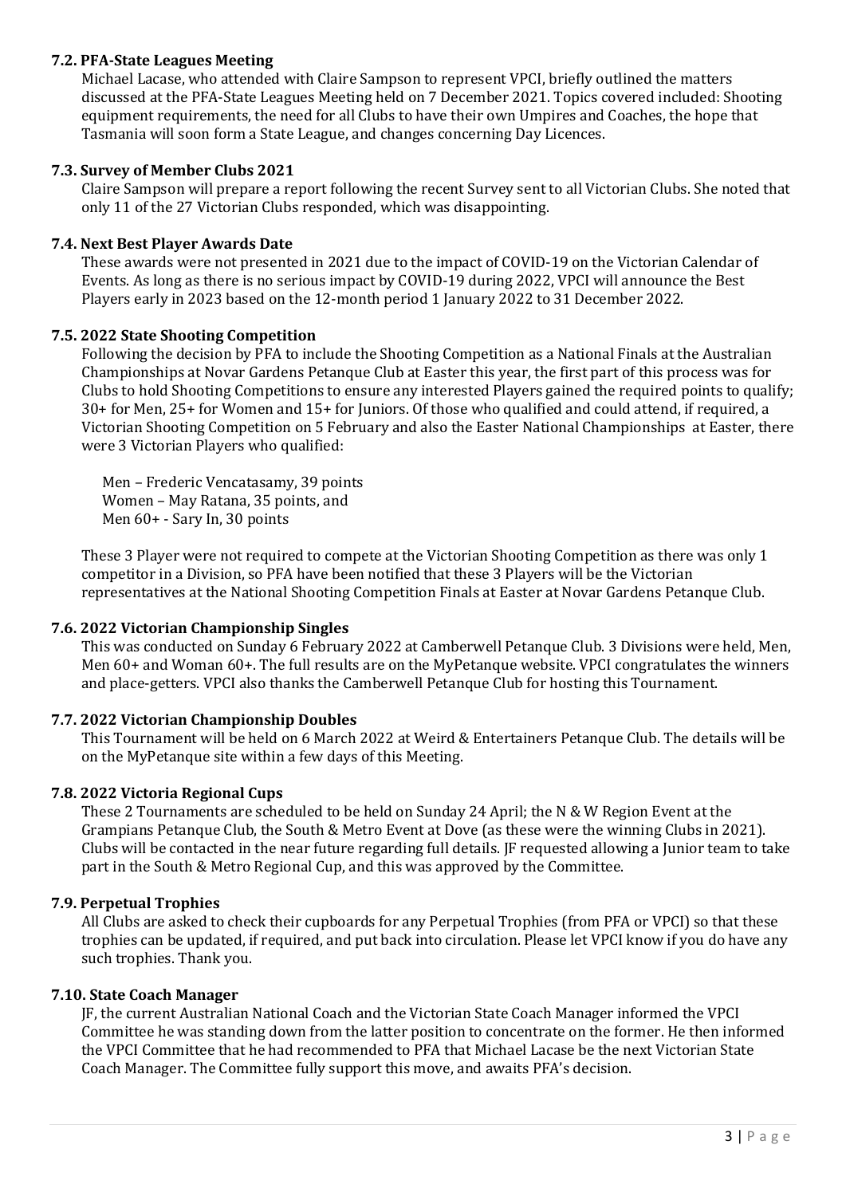### 7.2. PFA-State Leagues Meeting

Michael Lacase, who attended with Claire Sampson to represent VPCI, briefly outlined the matters discussed at the PFA-State Leagues Meeting held on 7 December 2021. Topics covered included: Shooting equipment requirements, the need for all Clubs to have their own Umpires and Coaches, the hope that Tasmania will soon form a State League, and changes concerning Day Licences.

### 7.3. Survey of Member Clubs 2021

Claire Sampson will prepare a report following the recent Survey sent to all Victorian Clubs. She noted that only 11 of the 27 Victorian Clubs responded, which was disappointing.

### 7.4. Next Best Player Awards Date

These awards were not presented in 2021 due to the impact of COVID-19 on the Victorian Calendar of Events. As long as there is no serious impact by COVID-19 during 2022, VPCI will announce the Best Players early in 2023 based on the 12-month period 1 January 2022 to 31 December 2022.

### 7.5. 2022 State Shooting Competition

Following the decision by PFA to include the Shooting Competition as a National Finals at the Australian Championships at Novar Gardens Petanque Club at Easter this year, the first part of this process was for Clubs to hold Shooting Competitions to ensure any interested Players gained the required points to qualify; 30+ for Men, 25+ for Women and 15+ for Juniors. Of those who qualified and could attend, if required, a Victorian Shooting Competition on 5 February and also the Easter National Championships at Easter, there were 3 Victorian Players who qualified:

Men – Frederic Vencatasamy, 39 points
Women – May Ratana, 35 points, and
Men 60+ - Sary In, 30 points

These 3 Player were not required to compete at the Victorian Shooting Competition as there was only 1 competitor in a Division, so PFA have been notified that these 3 Players will be the Victorian representatives at the National Shooting Competition Finals at Easter at Novar Gardens Petanque Club.

### 7.6. 2022 Victorian Championship Singles

This was conducted on Sunday 6 February 2022 at Camberwell Petanque Club. 3 Divisions were held, Men, Men 60+ and Woman 60+. The full results are on the MyPetanque website. VPCI congratulates the winners and place-getters. VPCI also thanks the Camberwell Petanque Club for hosting this Tournament.

### 7.7. 2022 Victorian Championship Doubles

This Tournament will be held on 6 March 2022 at Weird & Entertainers Petanque Club. The details will be on the MyPetanque site within a few days of this Meeting.

### 7.8. 2022 Victoria Regional Cups

These 2 Tournaments are scheduled to be held on Sunday 24 April; the N & W Region Event at the Grampians Petanque Club, the South & Metro Event at Dove (as these were the winning Clubs in 2021). Clubs will be contacted in the near future regarding full details. JF requested allowing a Junior team to take part in the South & Metro Regional Cup, and this was approved by the Committee.

### 7.9. Perpetual Trophies

All Clubs are asked to check their cupboards for any Perpetual Trophies (from PFA or VPCI) so that these trophies can be updated, if required, and put back into circulation. Please let VPCI know if you do have any such trophies. Thank you.

### 7.10. State Coach Manager

JF, the current Australian National Coach and the Victorian State Coach Manager informed the VPCI Committee he was standing down from the latter position to concentrate on the former. He then informed the VPCI Committee that he had recommended to PFA that Michael Lacase be the next Victorian State Coach Manager. The Committee fully support this move, and awaits PFA's decision.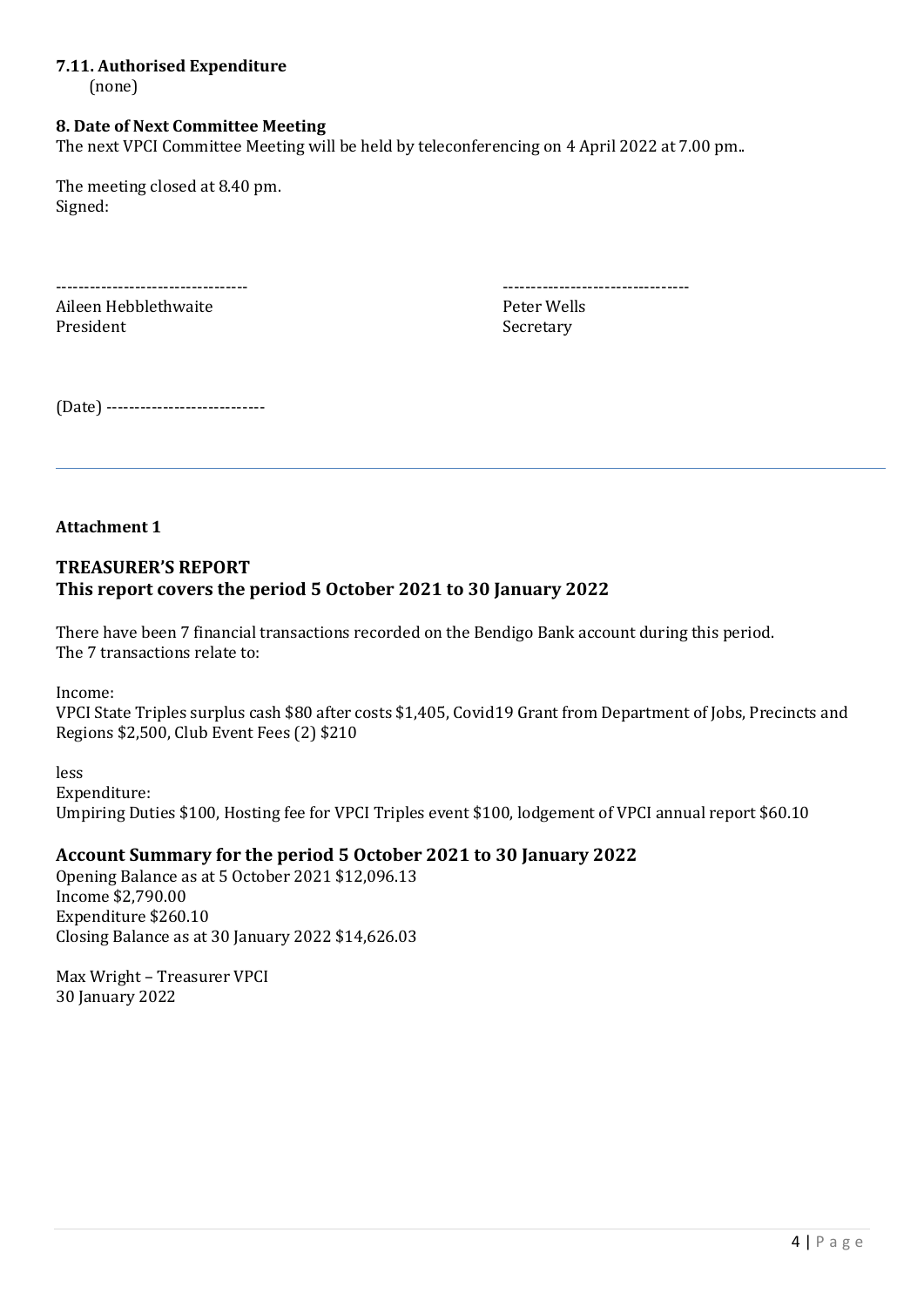**7.11. Authorised Expenditure**

(none)

**8. Date of Next Committee Meeting**

The next VPCI Committee Meeting will be held by teleconferencing on 4 April 2022 at 7.00 pm..

The meeting closed at 8.40 pm.
Signed:

---------------------------------
Aileen Hebblethwaite
President

--------------------------------
Peter Wells
Secretary

(Date) ---------------------------

---

**Attachment 1**

## TREASURER'S REPORT
## This report covers the period 5 October 2021 to 30 January 2022

There have been 7 financial transactions recorded on the Bendigo Bank account during this period.
The 7 transactions relate to:

Income:
VPCI State Triples surplus cash $80 after costs $1,405, Covid19 Grant from Department of Jobs, Precincts and Regions $2,500, Club Event Fees (2) $210

less
Expenditure:
Umpiring Duties $100, Hosting fee for VPCI Triples event $100, lodgement of VPCI annual report $60.10

## Account Summary for the period 5 October 2021 to 30 January 2022

Opening Balance as at 5 October 2021 $12,096.13
Income $2,790.00
Expenditure $260.10
Closing Balance as at 30 January 2022 $14,626.03

Max Wright – Treasurer VPCI
30 January 2022